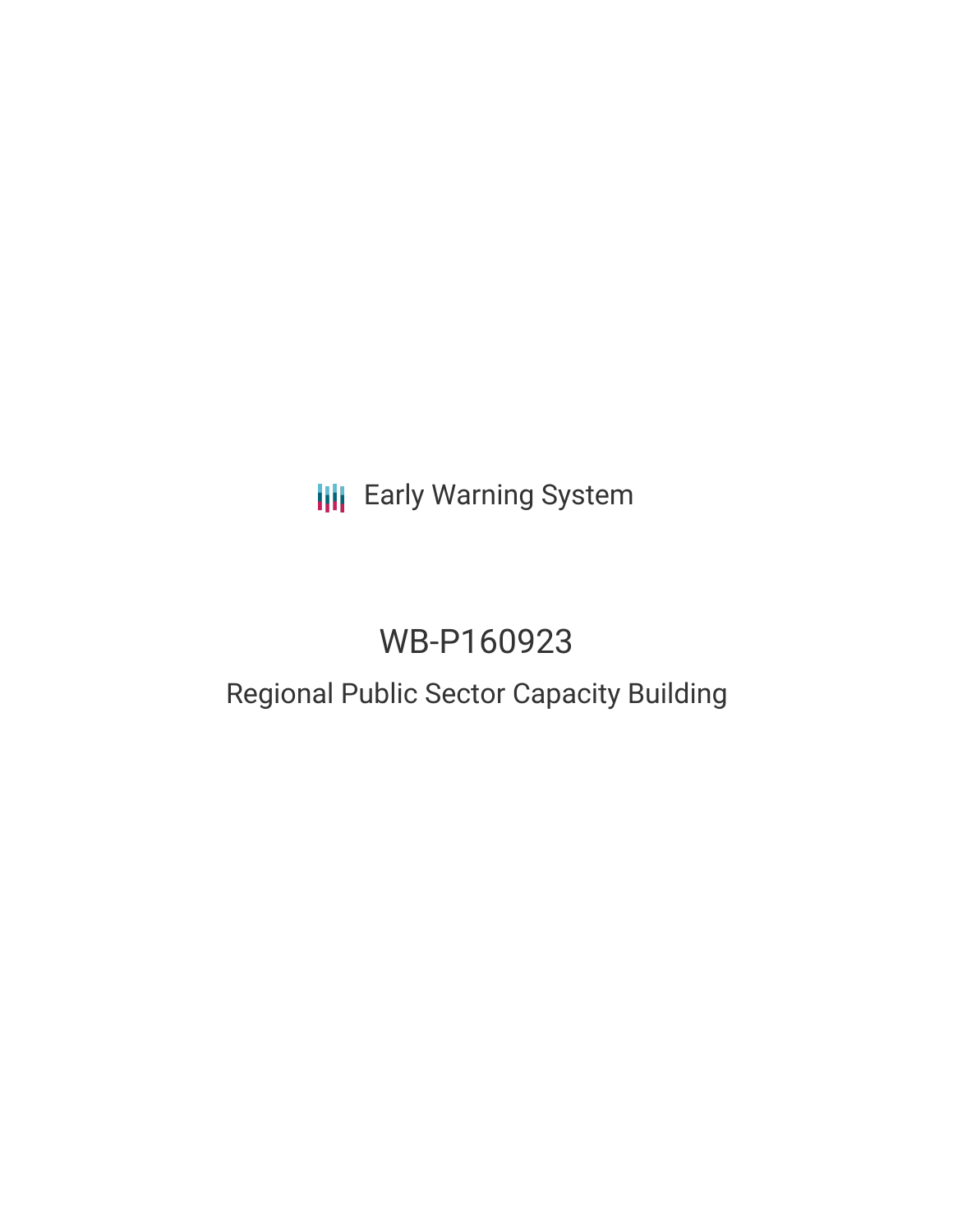Early Warning System

# WB-P160923

## Regional Public Sector Capacity Building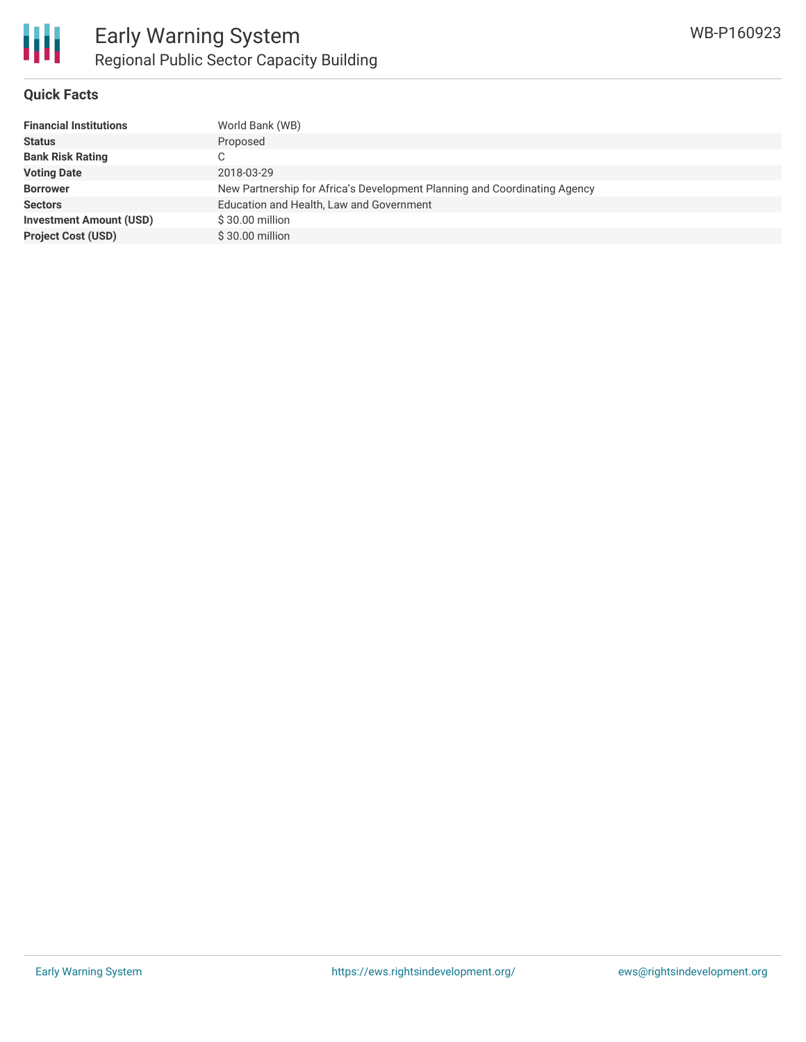## Quick Facts

| | |
|---|---|
| **Financial Institutions** | World Bank (WB) |
| **Status** | Proposed |
| **Bank Risk Rating** | C |
| **Voting Date** | 2018-03-29 |
| **Borrower** | New Partnership for Africa's Development Planning and Coordinating Agency |
| **Sectors** | Education and Health, Law and Government |
| **Investment Amount (USD)** | $ 30.00 million |
| **Project Cost (USD)** | $ 30.00 million |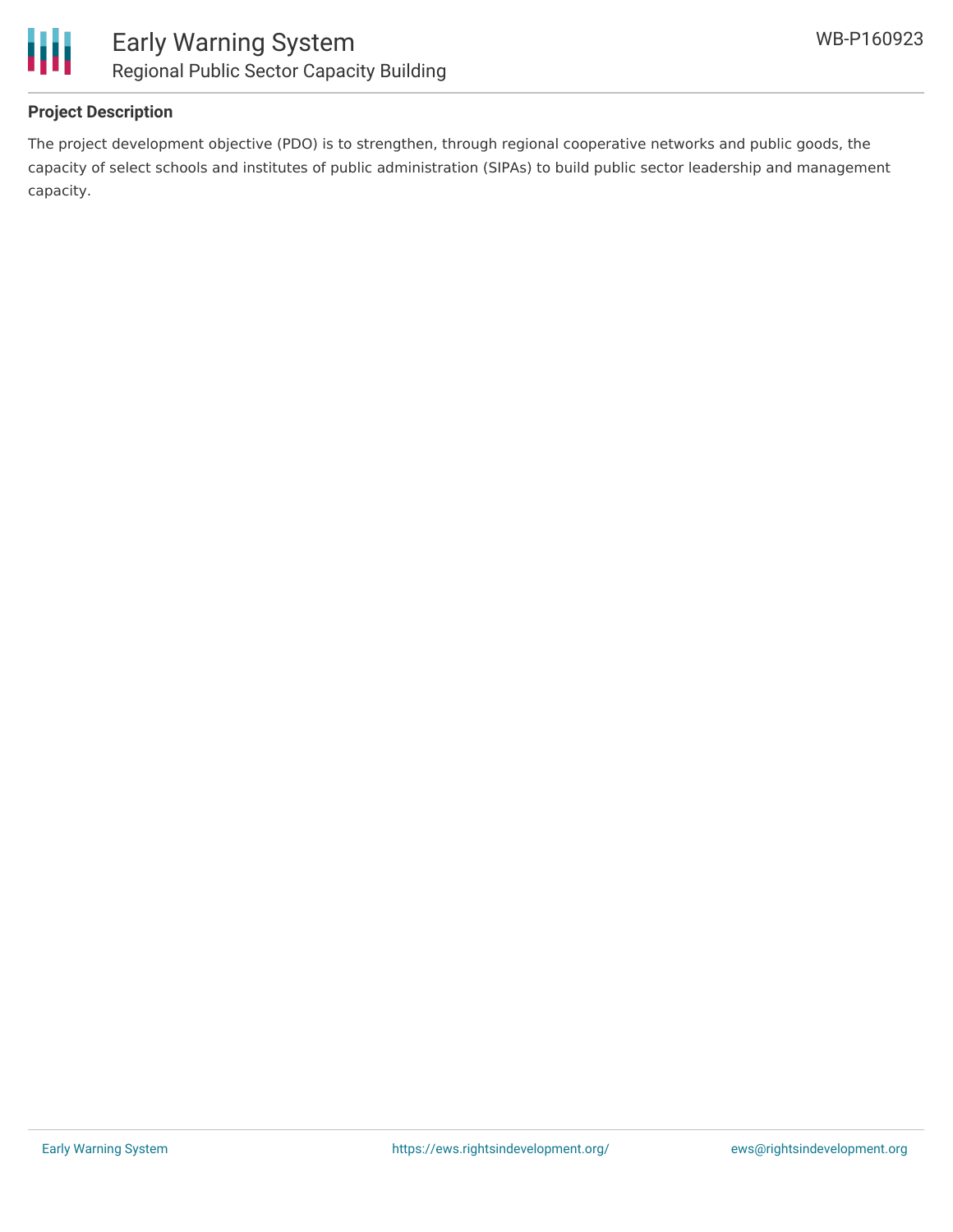## Project Description

The project development objective (PDO) is to strengthen, through regional cooperative networks and public goods, the capacity of select schools and institutes of public administration (SIPAs) to build public sector leadership and management capacity.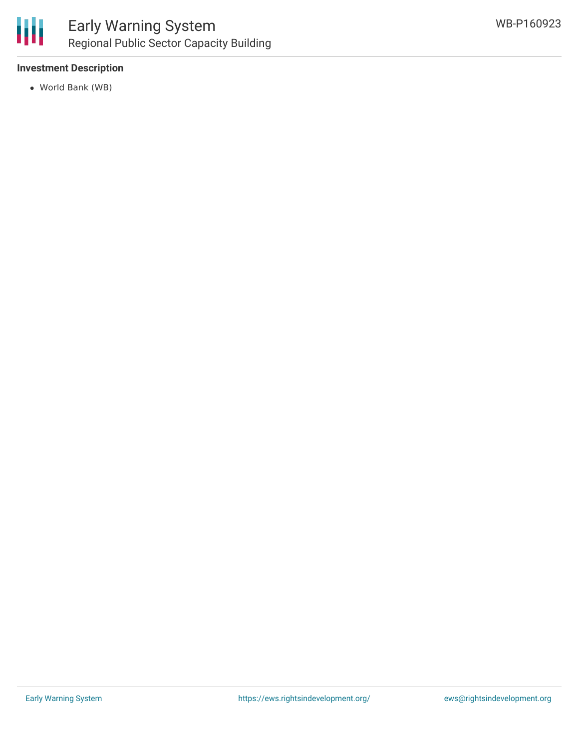### Investment Description

- World Bank (WB)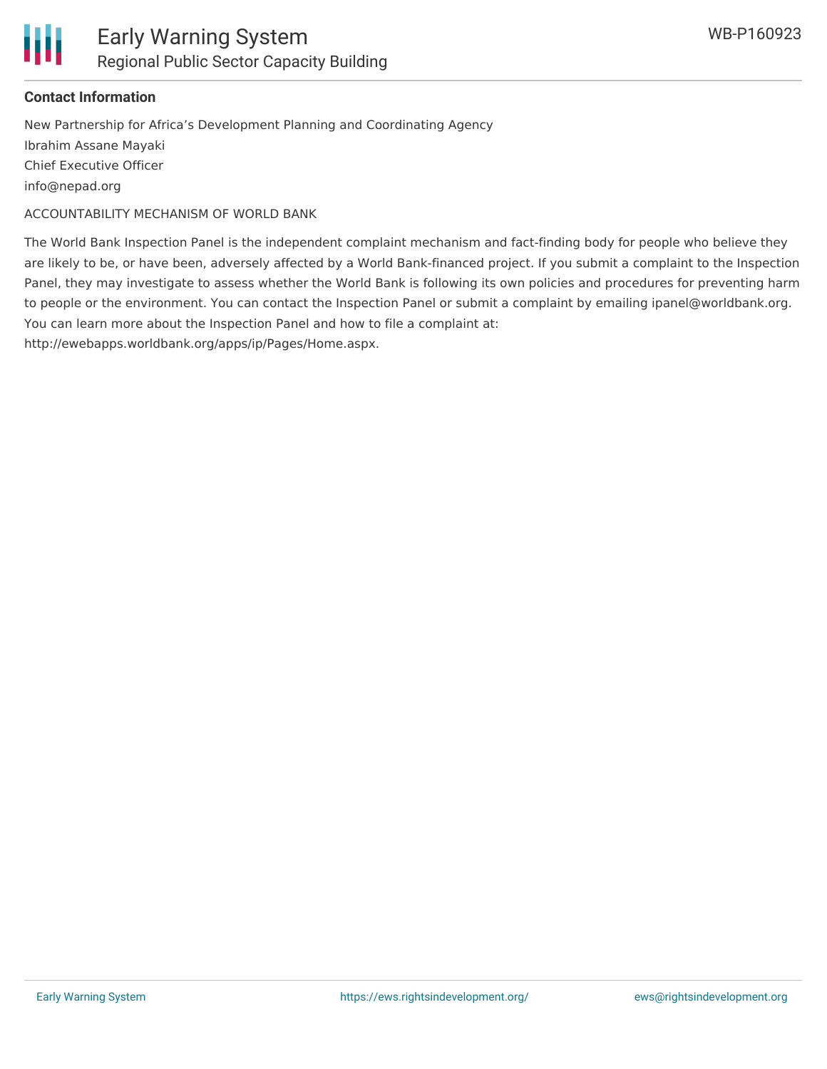**Contact Information**

New Partnership for Africa's Development Planning and Coordinating Agency
Ibrahim Assane Mayaki
Chief Executive Officer
info@nepad.org

ACCOUNTABILITY MECHANISM OF WORLD BANK

The World Bank Inspection Panel is the independent complaint mechanism and fact-finding body for people who believe they are likely to be, or have been, adversely affected by a World Bank-financed project. If you submit a complaint to the Inspection Panel, they may investigate to assess whether the World Bank is following its own policies and procedures for preventing harm to people or the environment. You can contact the Inspection Panel or submit a complaint by emailing ipanel@worldbank.org. You can learn more about the Inspection Panel and how to file a complaint at: http://ewebapps.worldbank.org/apps/ip/Pages/Home.aspx.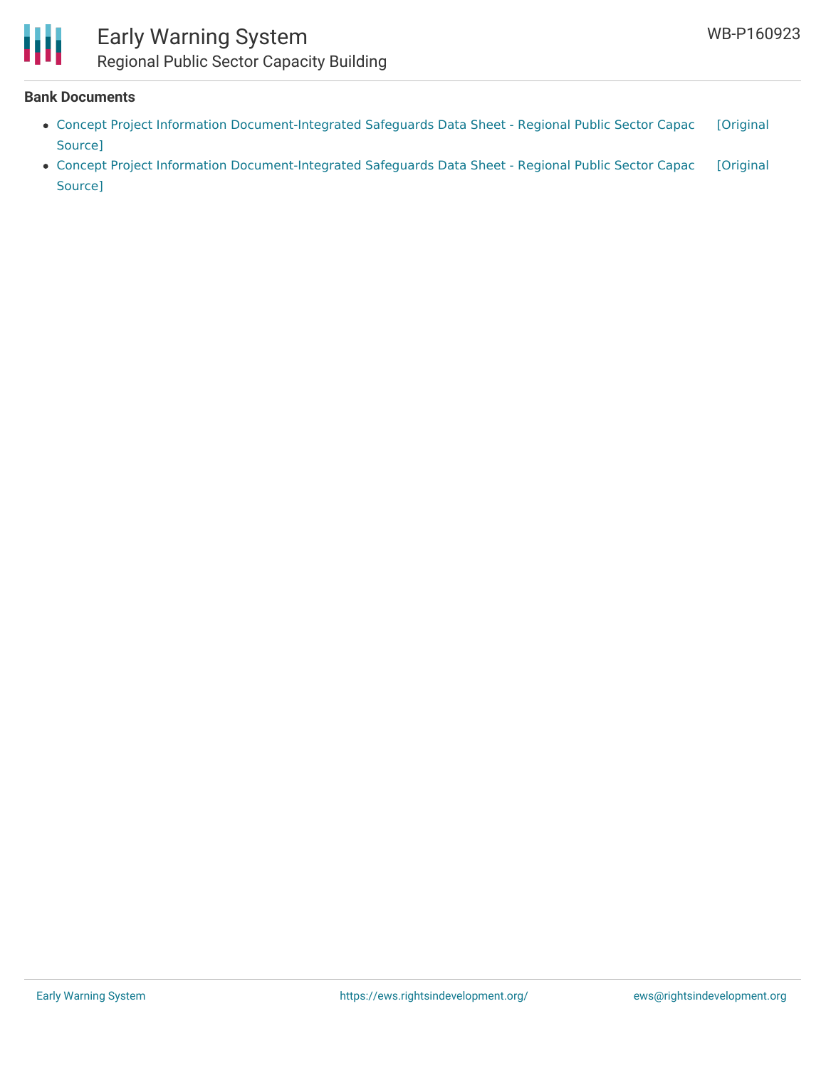**Bank Documents**

- Concept Project Information Document-Integrated Safeguards Data Sheet - Regional Public Sector Capac [Original Source]
- Concept Project Information Document-Integrated Safeguards Data Sheet - Regional Public Sector Capac [Original Source]